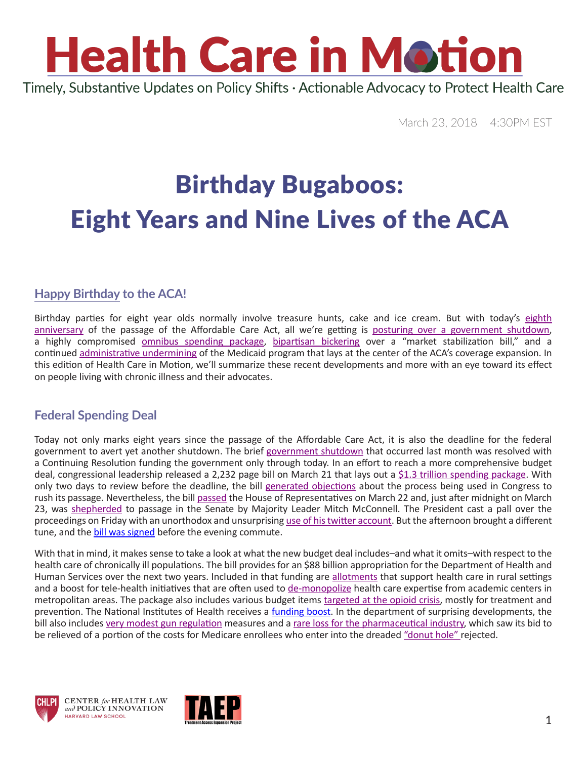# Health Care in Motion

Timely, Substantive Updates on Policy Shifts · Actionable Advocacy to Protect Health Care

March 23, 2018 4:30PM EST

# Birthday Bugaboos: Eight Years and Nine Lives of the ACA

## Happy Birthday to the ACA!

Birthday parties for eight year olds normally involve treasure hunts, cake and ice cream. But with today's eighth anniversary of the passage of the Affordable Care Act, all we're getting is posturing over a government shutdown, a highly compromised omnibus spending package, bipartisan bickering over a "market stabilization bill," and a continued administrative undermining of the Medicaid program that lays at the center of the ACA's coverage expansion. In this edition of Health Care in Motion, we'll summarize these recent developments and more with an eye toward its effect on people living with chronic illness and their advocates.

## Federal Spending Deal

Today not only marks eight years since the passage of the Affordable Care Act, it is also the deadline for the federal government to avert yet another shutdown. The brief government shutdown that occurred last month was resolved with a Continuing Resolution funding the government only through today. In an effort to reach a more comprehensive budget deal, congressional leadership released a 2,232 page bill on March 21 that lays out a $1.3 trillion spending package. With only two days to review before the deadline, the bill generated objections about the process being used in Congress to rush its passage. Nevertheless, the bill passed the House of Representatives on March 22 and, just after midnight on March 23, was shepherded to passage in the Senate by Majority Leader Mitch McConnell. The President cast a pall over the proceedings on Friday with an unorthodox and unsurprising use of his twitter account. But the afternoon brought a different tune, and the bill was signed before the evening commute.

With that in mind, it makes sense to take a look at what the new budget deal includes–and what it omits–with respect to the health care of chronically ill populations. The bill provides for an $88 billion appropriation for the Department of Health and Human Services over the next two years. Included in that funding are allotments that support health care in rural settings and a boost for tele-health initiatives that are often used to de-monopolize health care expertise from academic centers in metropolitan areas. The package also includes various budget items targeted at the opioid crisis, mostly for treatment and prevention. The National Institutes of Health receives a funding boost. In the department of surprising developments, the bill also includes very modest gun regulation measures and a rare loss for the pharmaceutical industry, which saw its bid to be relieved of a portion of the costs for Medicare enrollees who enter into the dreaded "donut hole" rejected.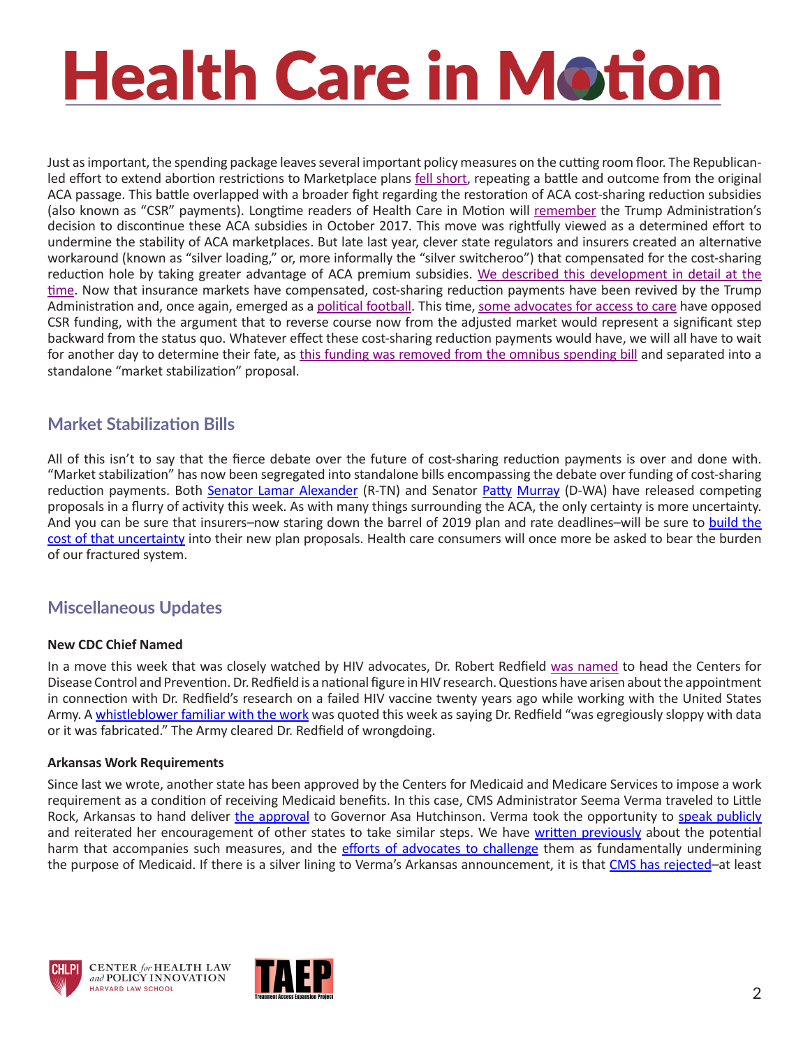Just as important, the spending package leaves several important policy measures on the cutting room floor. The Republican-led effort to extend abortion restrictions to Marketplace plans fell short, repeating a battle and outcome from the original ACA passage. This battle overlapped with a broader fight regarding the restoration of ACA cost-sharing reduction subsidies (also known as "CSR" payments). Longtime readers of Health Care in Motion will remember the Trump Administration's decision to discontinue these ACA subsidies in October 2017. This move was rightfully viewed as a determined effort to undermine the stability of ACA marketplaces. But late last year, clever state regulators and insurers created an alternative workaround (known as "silver loading," or, more informally the "silver switcheroo") that compensated for the cost-sharing reduction hole by taking greater advantage of ACA premium subsidies. We described this development in detail at the time. Now that insurance markets have compensated, cost-sharing reduction payments have been revived by the Trump Administration and, once again, emerged as a political football. This time, some advocates for access to care have opposed CSR funding, with the argument that to reverse course now from the adjusted market would represent a significant step backward from the status quo. Whatever effect these cost-sharing reduction payments would have, we will all have to wait for another day to determine their fate, as this funding was removed from the omnibus spending bill and separated into a standalone "market stabilization" proposal.

## Market Stabilization Bills

All of this isn't to say that the fierce debate over the future of cost-sharing reduction payments is over and done with. "Market stabilization" has now been segregated into standalone bills encompassing the debate over funding of cost-sharing reduction payments. Both Senator Lamar Alexander (R-TN) and Senator Patty Murray (D-WA) have released competing proposals in a flurry of activity this week. As with many things surrounding the ACA, the only certainty is more uncertainty. And you can be sure that insurers–now staring down the barrel of 2019 plan and rate deadlines–will be sure to build the cost of that uncertainty into their new plan proposals. Health care consumers will once more be asked to bear the burden of our fractured system.

## Miscellaneous Updates

**New CDC Chief Named**

In a move this week that was closely watched by HIV advocates, Dr. Robert Redfield was named to head the Centers for Disease Control and Prevention. Dr. Redfield is a national figure in HIV research. Questions have arisen about the appointment in connection with Dr. Redfield's research on a failed HIV vaccine twenty years ago while working with the United States Army. A whistleblower familiar with the work was quoted this week as saying Dr. Redfield "was egregiously sloppy with data or it was fabricated." The Army cleared Dr. Redfield of wrongdoing.

**Arkansas Work Requirements**

Since last we wrote, another state has been approved by the Centers for Medicaid and Medicare Services to impose a work requirement as a condition of receiving Medicaid benefits. In this case, CMS Administrator Seema Verma traveled to Little Rock, Arkansas to hand deliver the approval to Governor Asa Hutchinson. Verma took the opportunity to speak publicly and reiterated her encouragement of other states to take similar steps. We have written previously about the potential harm that accompanies such measures, and the efforts of advocates to challenge them as fundamentally undermining the purpose of Medicaid. If there is a silver lining to Verma's Arkansas announcement, it is that CMS has rejected–at least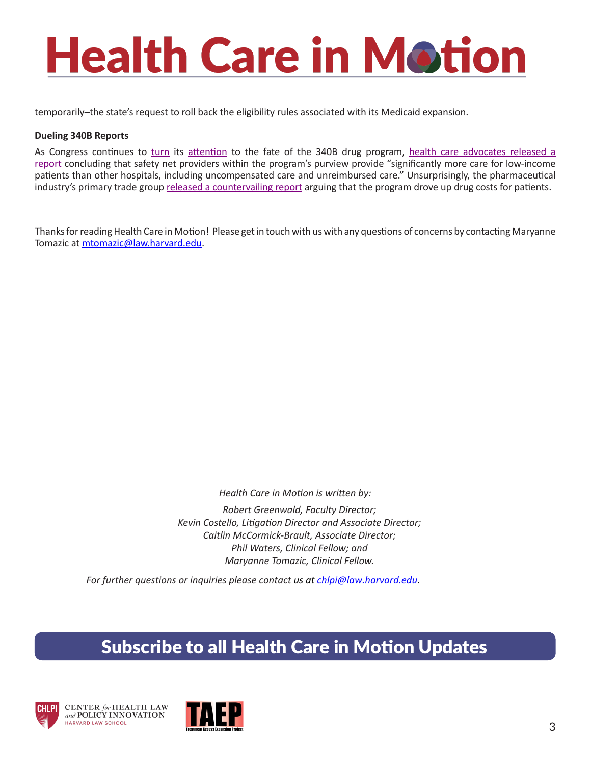temporarily–the state's request to roll back the eligibility rules associated with its Medicaid expansion.

**Dueling 340B Reports**

As Congress continues to turn its attention to the fate of the 340B drug program, health care advocates released a report concluding that safety net providers within the program's purview provide "significantly more care for low-income patients than other hospitals, including uncompensated care and unreimbursed care." Unsurprisingly, the pharmaceutical industry's primary trade group released a countervailing report arguing that the program drove up drug costs for patients.

Thanks for reading Health Care in Motion! Please get in touch with us with any questions of concerns by contacting Maryanne Tomazic at mtomazic@law.harvard.edu.

*Health Care in Motion is written by:*

*Robert Greenwald, Faculty Director;*
*Kevin Costello, Litigation Director and Associate Director;*
*Caitlin McCormick-Brault, Associate Director;*
*Phil Waters, Clinical Fellow; and*
*Maryanne Tomazic, Clinical Fellow.*

*For further questions or inquiries please contact us at chlpi@law.harvard.edu.*

**Subscribe to all Health Care in Motion Updates**

CENTER *for* HEALTH LAW *and* POLICY INNOVATION
HARVARD LAW SCHOOL

TAEP
Treatment Access Expansion Project